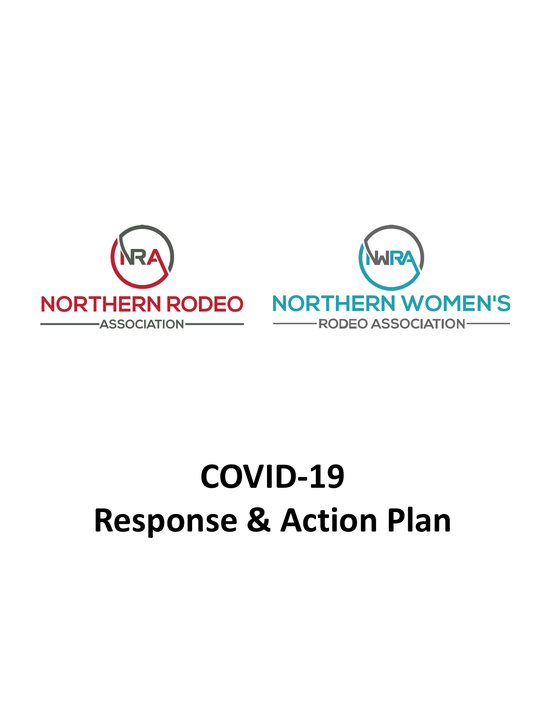NRA

NORTHERN RODEO ASSOCIATION

NWRA

NORTHERN WOMEN'S RODEO ASSOCIATION

# COVID-19
# Response & Action Plan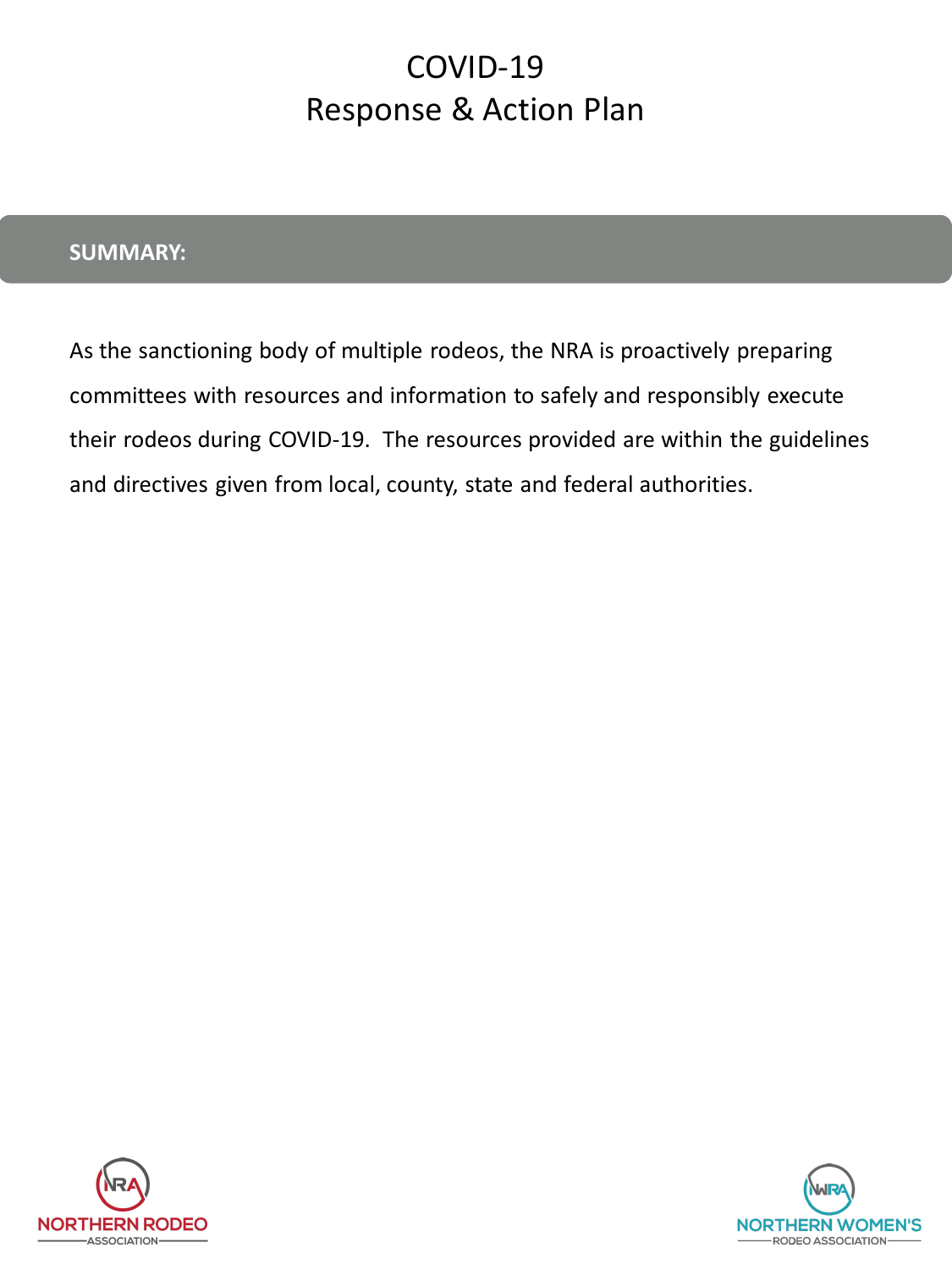# COVID-19
# Response & Action Plan

## SUMMARY:

As the sanctioning body of multiple rodeos, the NRA is proactively preparing committees with resources and information to safely and responsibly execute their rodeos during COVID-19. The resources provided are within the guidelines and directives given from local, county, state and federal authorities.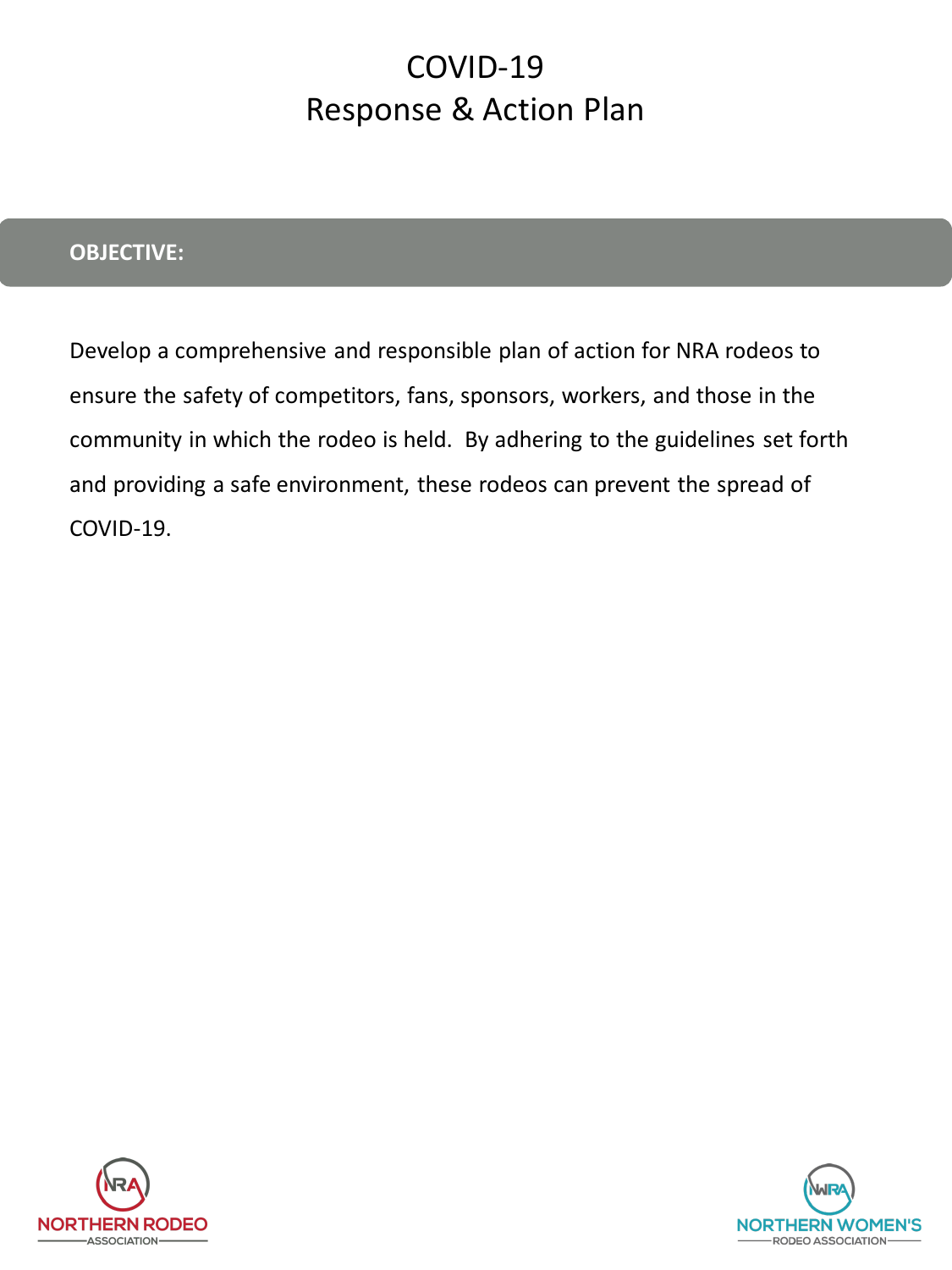# COVID-19
# Response & Action Plan

## OBJECTIVE:

Develop a comprehensive and responsible plan of action for NRA rodeos to ensure the safety of competitors, fans, sponsors, workers, and those in the community in which the rodeo is held. By adhering to the guidelines set forth and providing a safe environment, these rodeos can prevent the spread of COVID-19.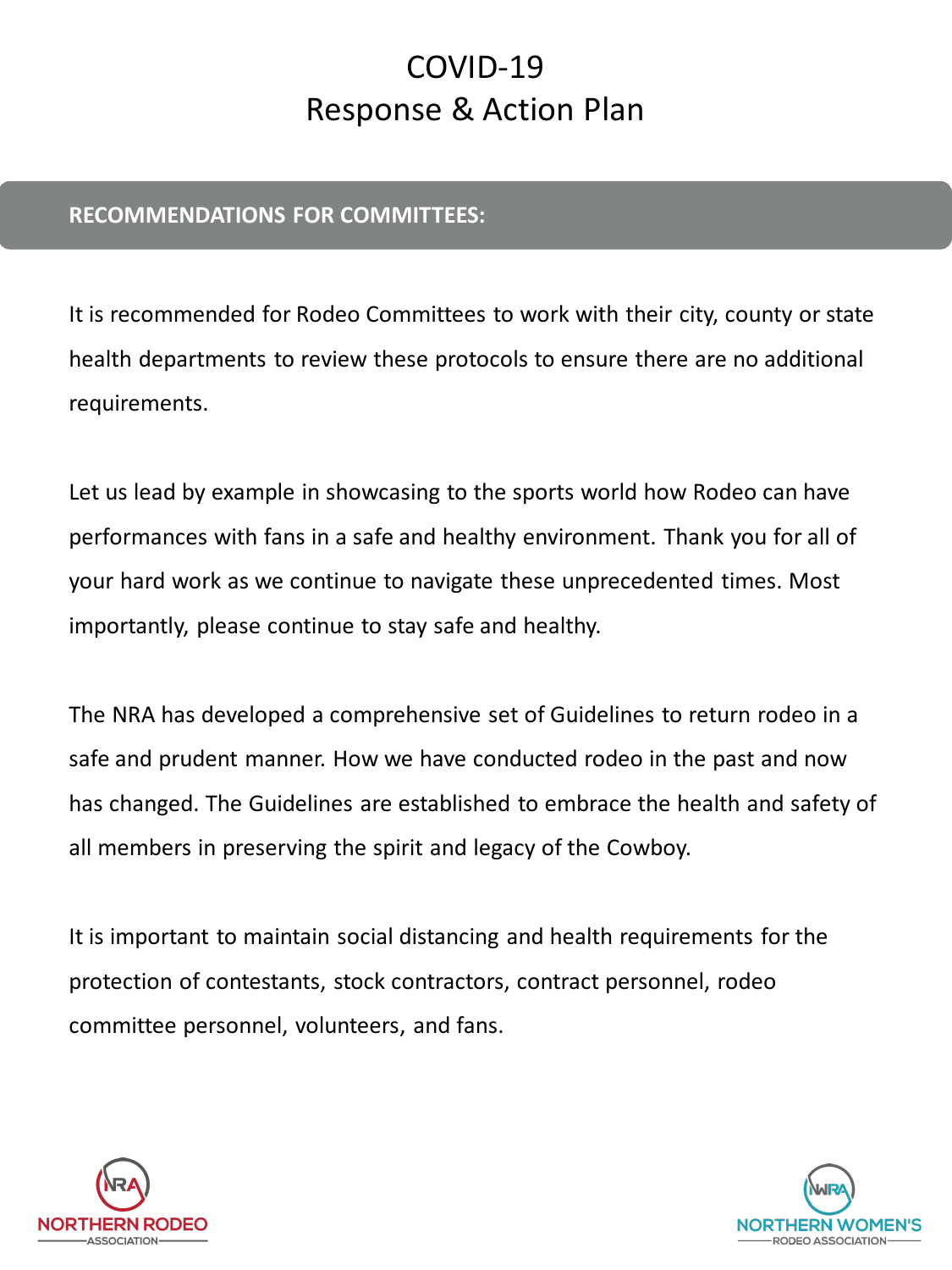# COVID-19
# Response & Action Plan

## RECOMMENDATIONS FOR COMMITTEES:

It is recommended for Rodeo Committees to work with their city, county or state health departments to review these protocols to ensure there are no additional requirements.

Let us lead by example in showcasing to the sports world how Rodeo can have performances with fans in a safe and healthy environment. Thank you for all of your hard work as we continue to navigate these unprecedented times. Most importantly, please continue to stay safe and healthy.

The NRA has developed a comprehensive set of Guidelines to return rodeo in a safe and prudent manner. How we have conducted rodeo in the past and now has changed. The Guidelines are established to embrace the health and safety of all members in preserving the spirit and legacy of the Cowboy.

It is important to maintain social distancing and health requirements for the protection of contestants, stock contractors, contract personnel, rodeo committee personnel, volunteers, and fans.

NORTHERN RODEO ASSOCIATION

NORTHERN WOMEN'S RODEO ASSOCIATION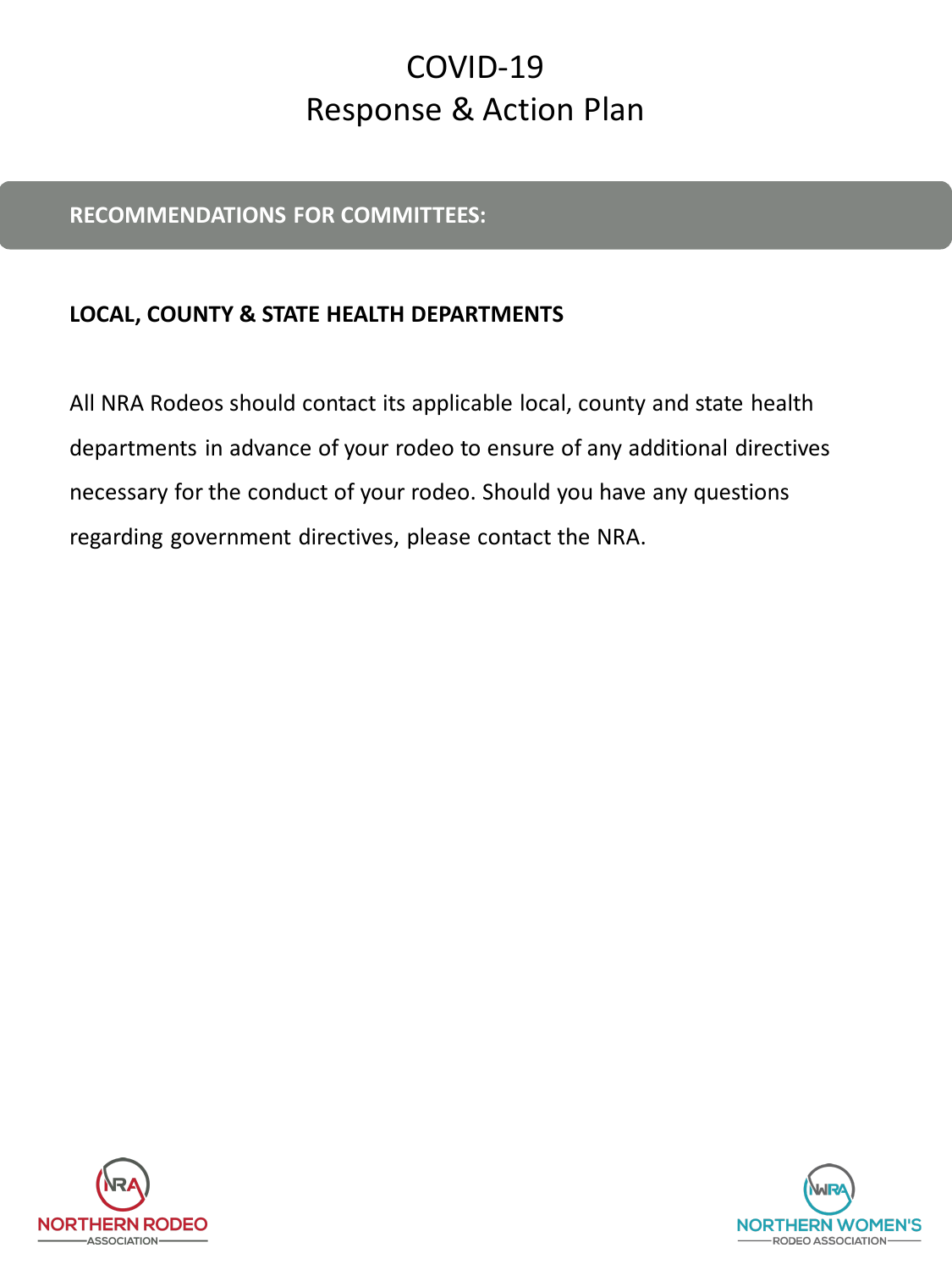# COVID-19
# Response & Action Plan

## RECOMMENDATIONS FOR COMMITTEES:

### LOCAL, COUNTY & STATE HEALTH DEPARTMENTS

All NRA Rodeos should contact its applicable local, county and state health departments in advance of your rodeo to ensure of any additional directives necessary for the conduct of your rodeo. Should you have any questions regarding government directives, please contact the NRA.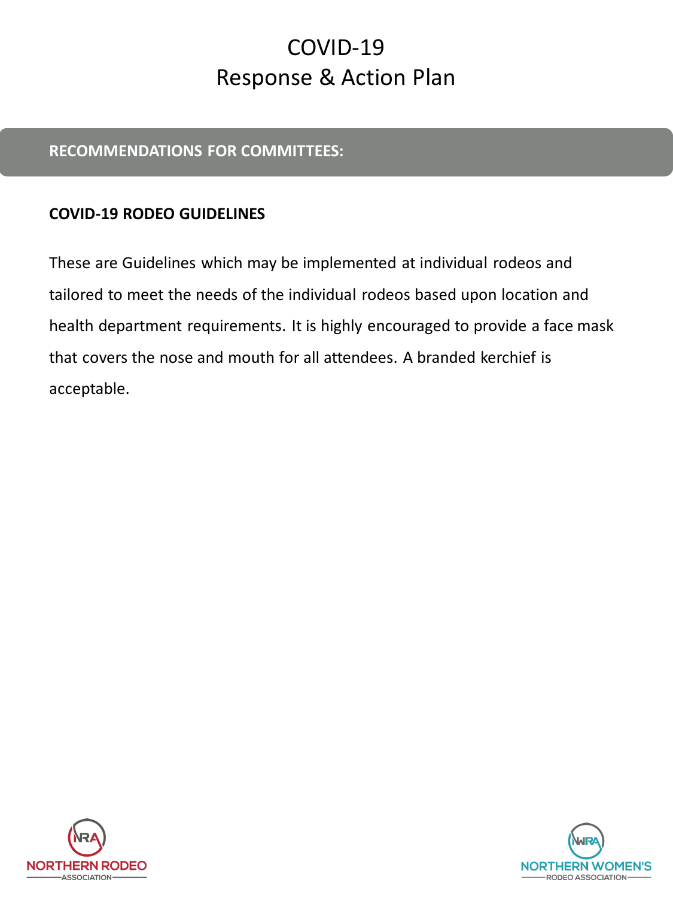# COVID-19
# Response & Action Plan

## RECOMMENDATIONS FOR COMMITTEES:

**COVID-19 RODEO GUIDELINES**

These are Guidelines which may be implemented at individual rodeos and tailored to meet the needs of the individual rodeos based upon location and health department requirements. It is highly encouraged to provide a face mask that covers the nose and mouth for all attendees. A branded kerchief is acceptable.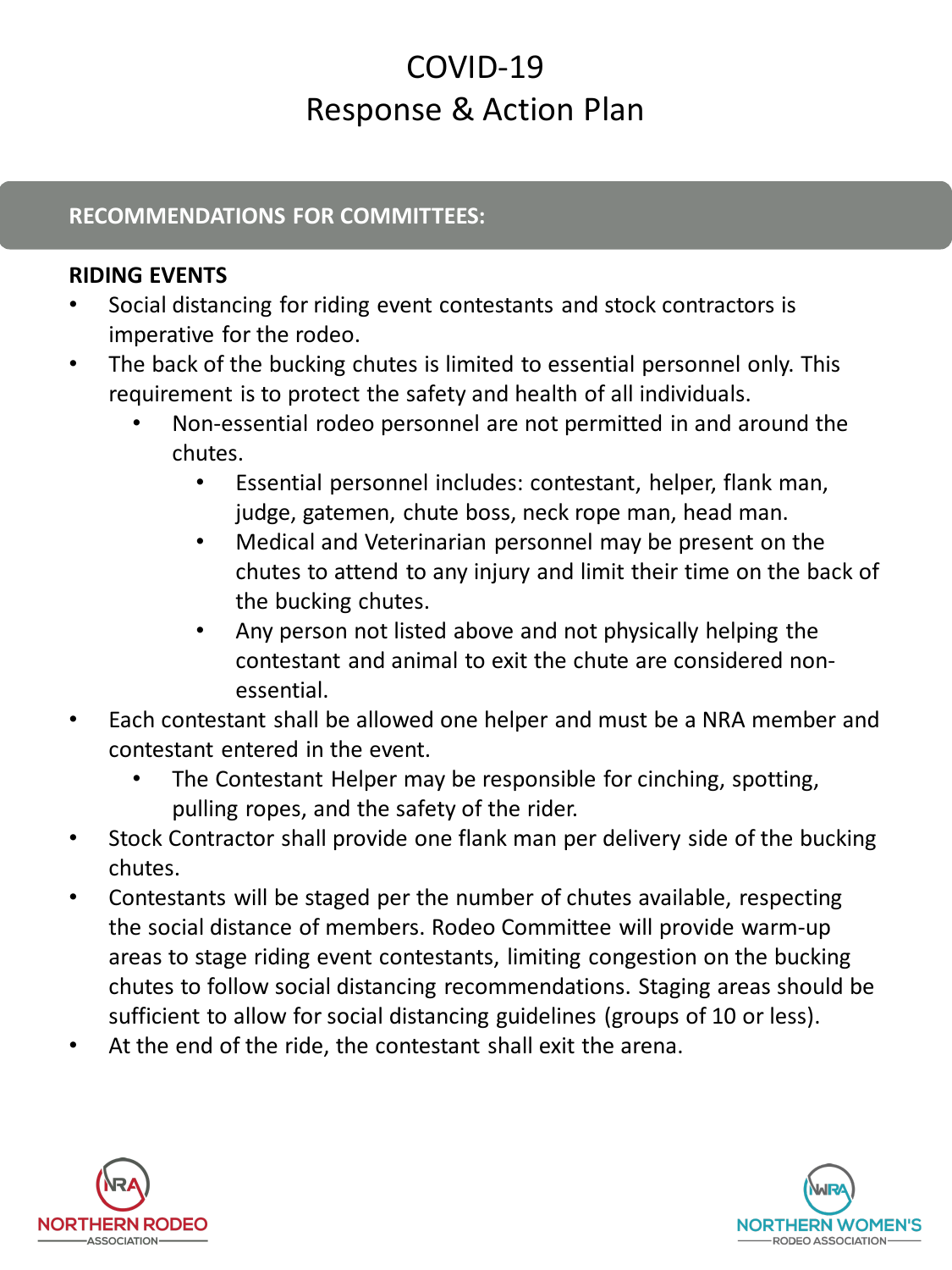# COVID-19
# Response & Action Plan

## RECOMMENDATIONS FOR COMMITTEES:

### RIDING EVENTS

- Social distancing for riding event contestants and stock contractors is imperative for the rodeo.
- The back of the bucking chutes is limited to essential personnel only. This requirement is to protect the safety and health of all individuals.
  - Non-essential rodeo personnel are not permitted in and around the chutes.
    - Essential personnel includes: contestant, helper, flank man, judge, gatemen, chute boss, neck rope man, head man.
    - Medical and Veterinarian personnel may be present on the chutes to attend to any injury and limit their time on the back of the bucking chutes.
    - Any person not listed above and not physically helping the contestant and animal to exit the chute are considered non-essential.
- Each contestant shall be allowed one helper and must be a NRA member and contestant entered in the event.
  - The Contestant Helper may be responsible for cinching, spotting, pulling ropes, and the safety of the rider.
- Stock Contractor shall provide one flank man per delivery side of the bucking chutes.
- Contestants will be staged per the number of chutes available, respecting the social distance of members. Rodeo Committee will provide warm-up areas to stage riding event contestants, limiting congestion on the bucking chutes to follow social distancing recommendations. Staging areas should be sufficient to allow for social distancing guidelines (groups of 10 or less).
- At the end of the ride, the contestant shall exit the arena.

NORTHERN RODEO ASSOCIATION

NORTHERN WOMEN'S RODEO ASSOCIATION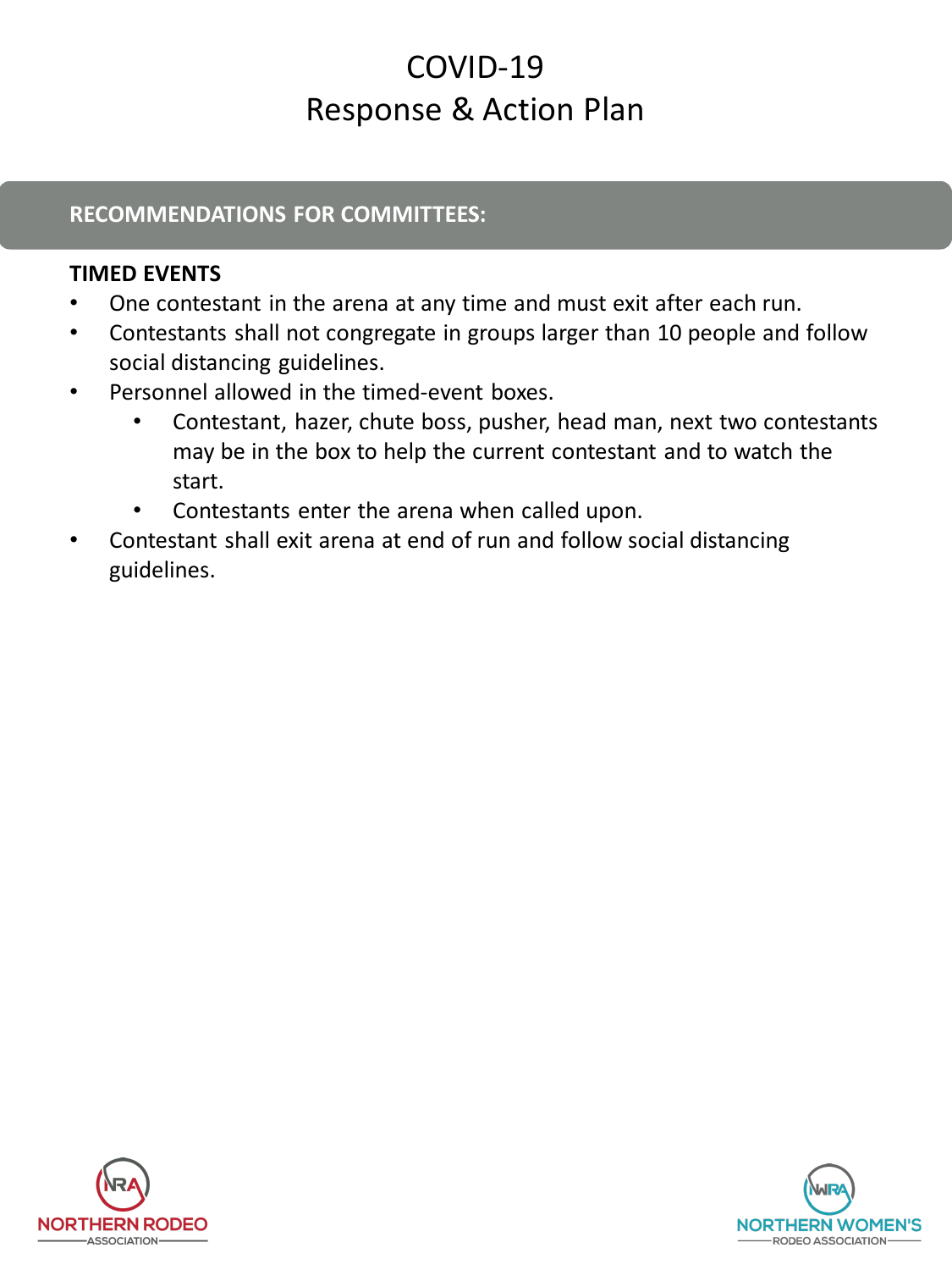# COVID-19
# Response & Action Plan

## RECOMMENDATIONS FOR COMMITTEES:

### TIMED EVENTS

- One contestant in the arena at any time and must exit after each run.
- Contestants shall not congregate in groups larger than 10 people and follow social distancing guidelines.
- Personnel allowed in the timed-event boxes.
  - Contestant, hazer, chute boss, pusher, head man, next two contestants may be in the box to help the current contestant and to watch the start.
  - Contestants enter the arena when called upon.
- Contestant shall exit arena at end of run and follow social distancing guidelines.

NORTHERN RODEO ASSOCIATION

NORTHERN WOMEN'S RODEO ASSOCIATION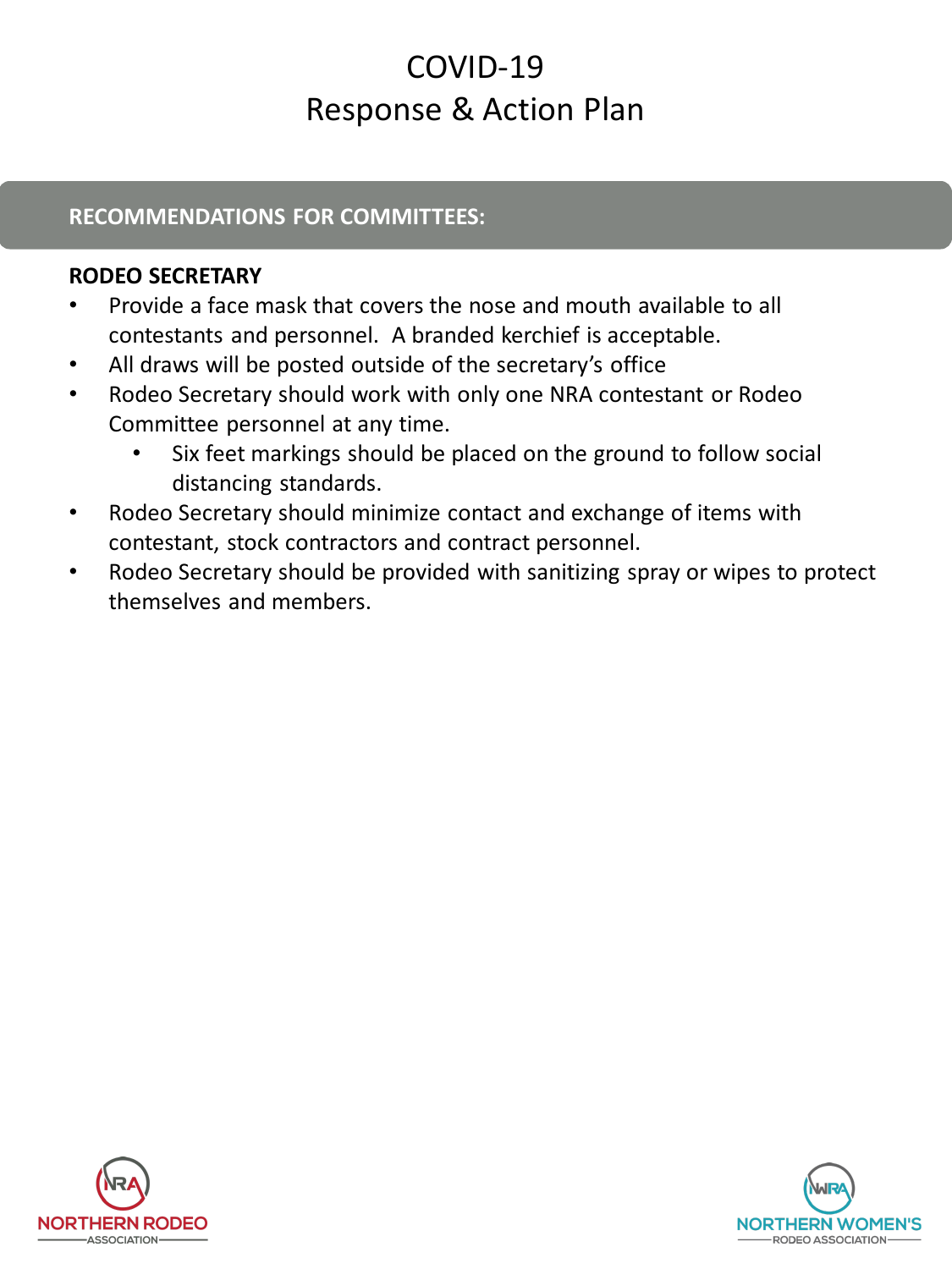# COVID-19
# Response & Action Plan

## RECOMMENDATIONS FOR COMMITTEES:

**RODEO SECRETARY**

- Provide a face mask that covers the nose and mouth available to all contestants and personnel. A branded kerchief is acceptable.
- All draws will be posted outside of the secretary's office
- Rodeo Secretary should work with only one NRA contestant or Rodeo Committee personnel at any time.
  - Six feet markings should be placed on the ground to follow social distancing standards.
- Rodeo Secretary should minimize contact and exchange of items with contestant, stock contractors and contract personnel.
- Rodeo Secretary should be provided with sanitizing spray or wipes to protect themselves and members.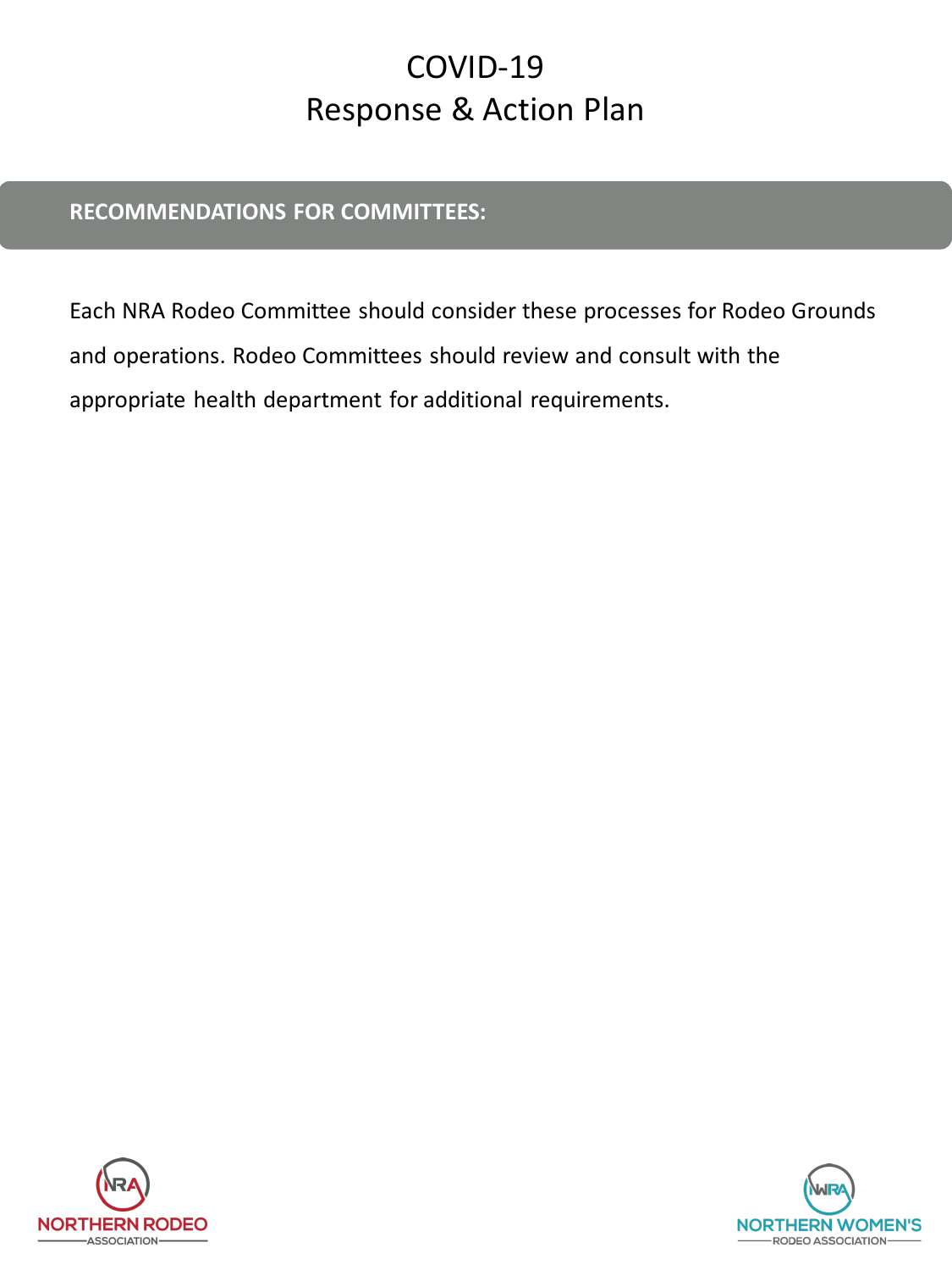# COVID-19
# Response & Action Plan

## RECOMMENDATIONS FOR COMMITTEES:

Each NRA Rodeo Committee should consider these processes for Rodeo Grounds and operations. Rodeo Committees should review and consult with the appropriate health department for additional requirements.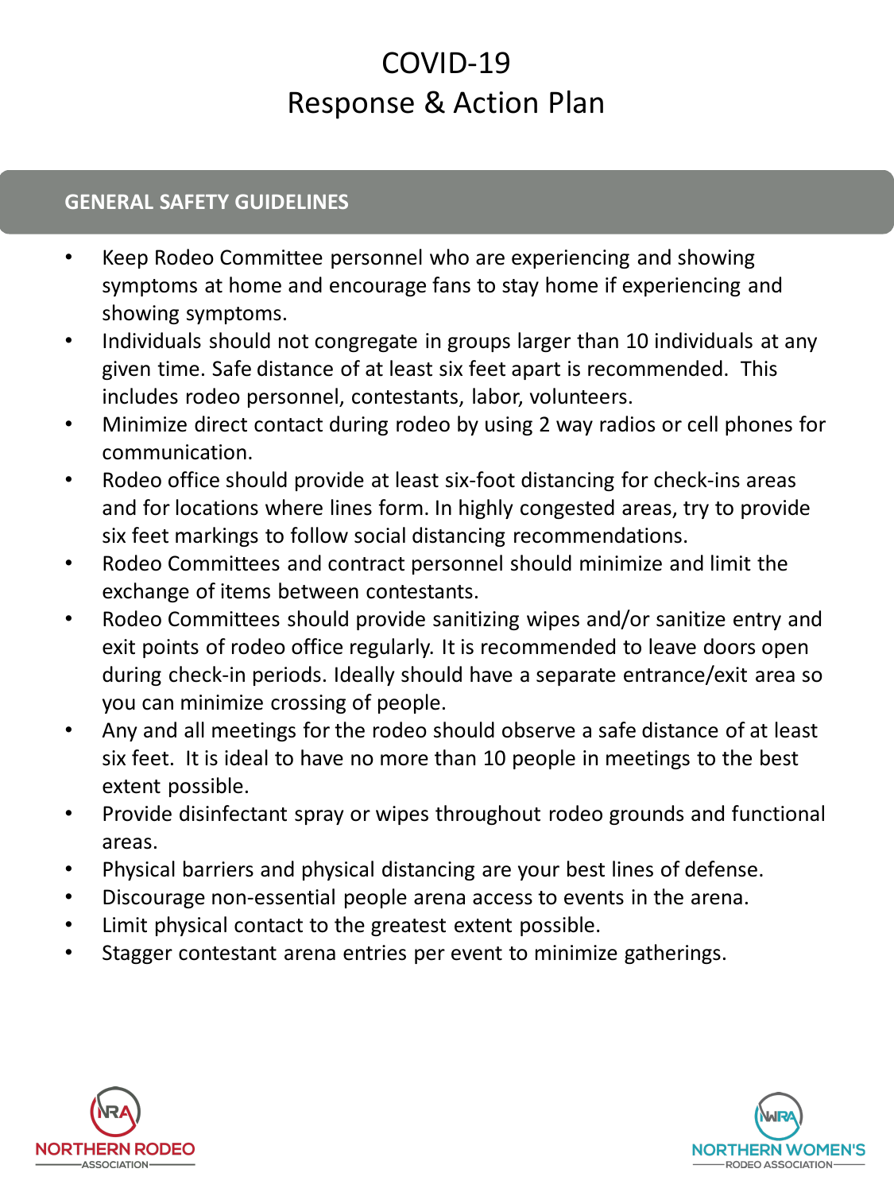# COVID-19
# Response & Action Plan

## GENERAL SAFETY GUIDELINES

- Keep Rodeo Committee personnel who are experiencing and showing symptoms at home and encourage fans to stay home if experiencing and showing symptoms.
- Individuals should not congregate in groups larger than 10 individuals at any given time. Safe distance of at least six feet apart is recommended. This includes rodeo personnel, contestants, labor, volunteers.
- Minimize direct contact during rodeo by using 2 way radios or cell phones for communication.
- Rodeo office should provide at least six-foot distancing for check-ins areas and for locations where lines form. In highly congested areas, try to provide six feet markings to follow social distancing recommendations.
- Rodeo Committees and contract personnel should minimize and limit the exchange of items between contestants.
- Rodeo Committees should provide sanitizing wipes and/or sanitize entry and exit points of rodeo office regularly. It is recommended to leave doors open during check-in periods. Ideally should have a separate entrance/exit area so you can minimize crossing of people.
- Any and all meetings for the rodeo should observe a safe distance of at least six feet. It is ideal to have no more than 10 people in meetings to the best extent possible.
- Provide disinfectant spray or wipes throughout rodeo grounds and functional areas.
- Physical barriers and physical distancing are your best lines of defense.
- Discourage non-essential people arena access to events in the arena.
- Limit physical contact to the greatest extent possible.
- Stagger contestant arena entries per event to minimize gatherings.

NORTHERN RODEO ASSOCIATION

NORTHERN WOMEN'S RODEO ASSOCIATION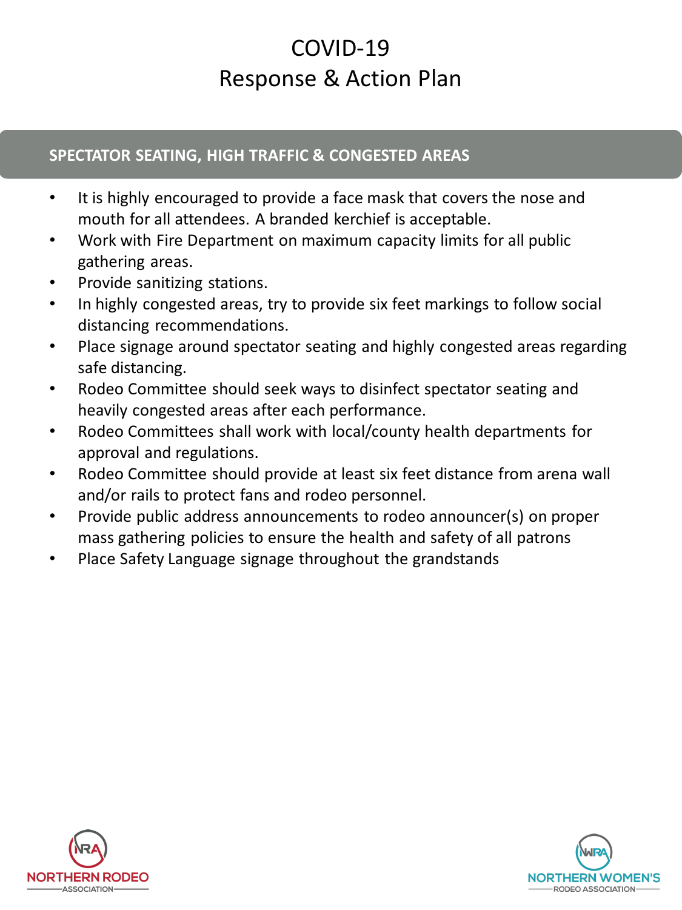# COVID-19
# Response & Action Plan

## SPECTATOR SEATING, HIGH TRAFFIC & CONGESTED AREAS

- It is highly encouraged to provide a face mask that covers the nose and mouth for all attendees. A branded kerchief is acceptable.
- Work with Fire Department on maximum capacity limits for all public gathering areas.
- Provide sanitizing stations.
- In highly congested areas, try to provide six feet markings to follow social distancing recommendations.
- Place signage around spectator seating and highly congested areas regarding safe distancing.
- Rodeo Committee should seek ways to disinfect spectator seating and heavily congested areas after each performance.
- Rodeo Committees shall work with local/county health departments for approval and regulations.
- Rodeo Committee should provide at least six feet distance from arena wall and/or rails to protect fans and rodeo personnel.
- Provide public address announcements to rodeo announcer(s) on proper mass gathering policies to ensure the health and safety of all patrons
- Place Safety Language signage throughout the grandstands

NORTHERN RODEO ASSOCIATION

NORTHERN WOMEN'S RODEO ASSOCIATION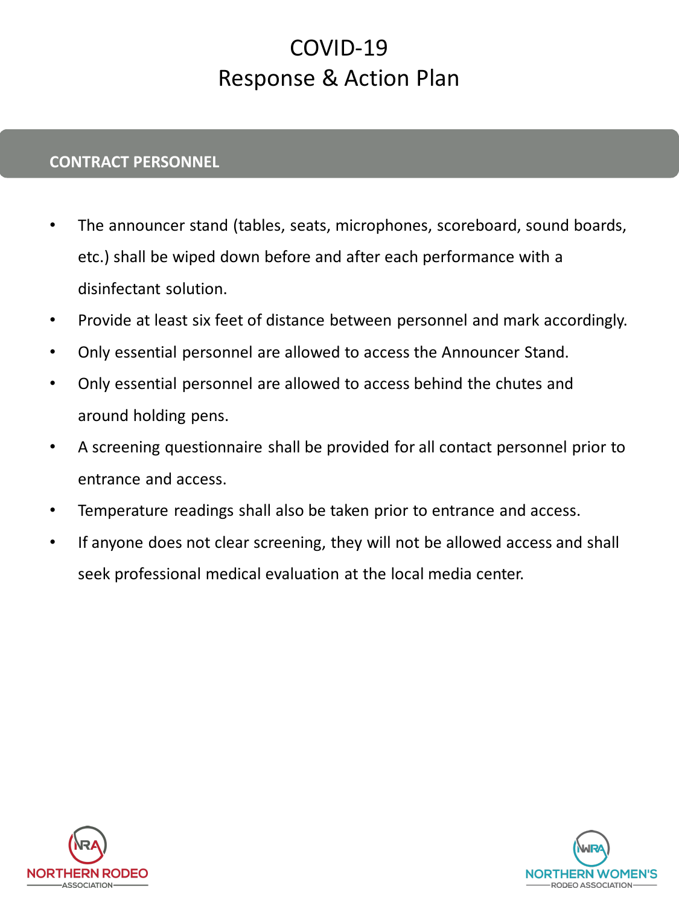# COVID-19
# Response & Action Plan

## CONTRACT PERSONNEL

- The announcer stand (tables, seats, microphones, scoreboard, sound boards, etc.) shall be wiped down before and after each performance with a disinfectant solution.
- Provide at least six feet of distance between personnel and mark accordingly.
- Only essential personnel are allowed to access the Announcer Stand.
- Only essential personnel are allowed to access behind the chutes and around holding pens.
- A screening questionnaire shall be provided for all contact personnel prior to entrance and access.
- Temperature readings shall also be taken prior to entrance and access.
- If anyone does not clear screening, they will not be allowed access and shall seek professional medical evaluation at the local media center.

NORTHERN RODEO ASSOCIATION

NORTHERN WOMEN'S RODEO ASSOCIATION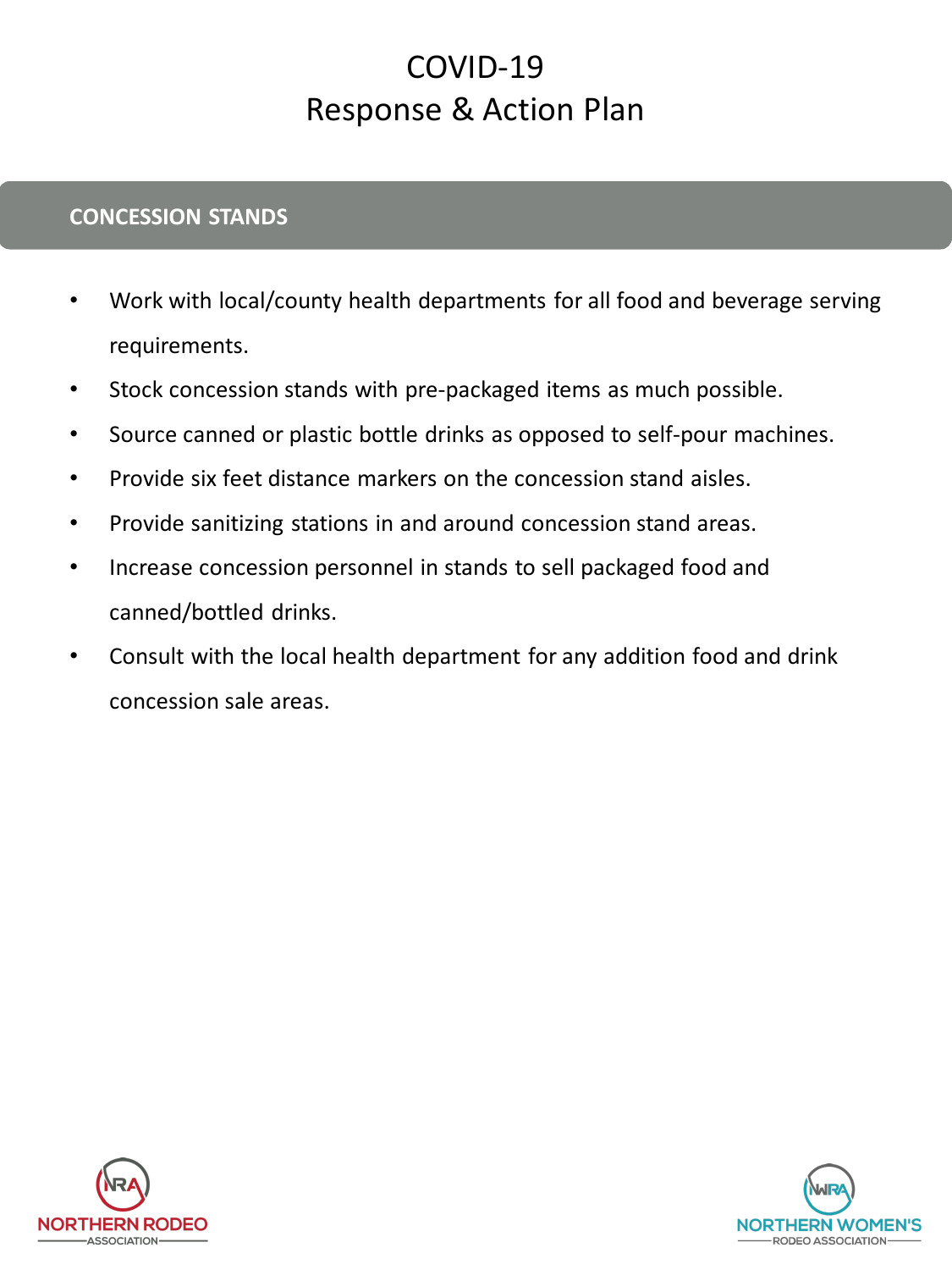# COVID-19
# Response & Action Plan

## CONCESSION STANDS

- Work with local/county health departments for all food and beverage serving requirements.
- Stock concession stands with pre-packaged items as much possible.
- Source canned or plastic bottle drinks as opposed to self-pour machines.
- Provide six feet distance markers on the concession stand aisles.
- Provide sanitizing stations in and around concession stand areas.
- Increase concession personnel in stands to sell packaged food and canned/bottled drinks.
- Consult with the local health department for any addition food and drink concession sale areas.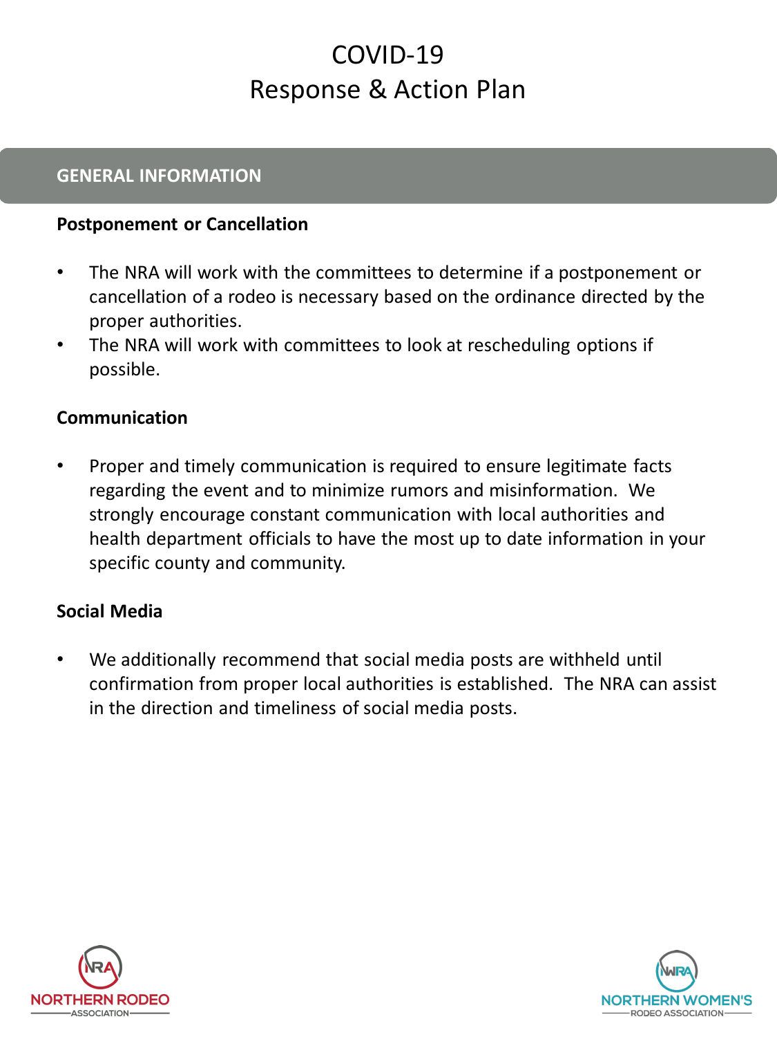# COVID-19 Response & Action Plan

## GENERAL INFORMATION

**Postponement or Cancellation**

- The NRA will work with the committees to determine if a postponement or cancellation of a rodeo is necessary based on the ordinance directed by the proper authorities.
- The NRA will work with committees to look at rescheduling options if possible.

**Communication**

- Proper and timely communication is required to ensure legitimate facts regarding the event and to minimize rumors and misinformation. We strongly encourage constant communication with local authorities and health department officials to have the most up to date information in your specific county and community.

**Social Media**

- We additionally recommend that social media posts are withheld until confirmation from proper local authorities is established. The NRA can assist in the direction and timeliness of social media posts.

NORTHERN RODEO ASSOCIATION

NORTHERN WOMEN'S RODEO ASSOCIATION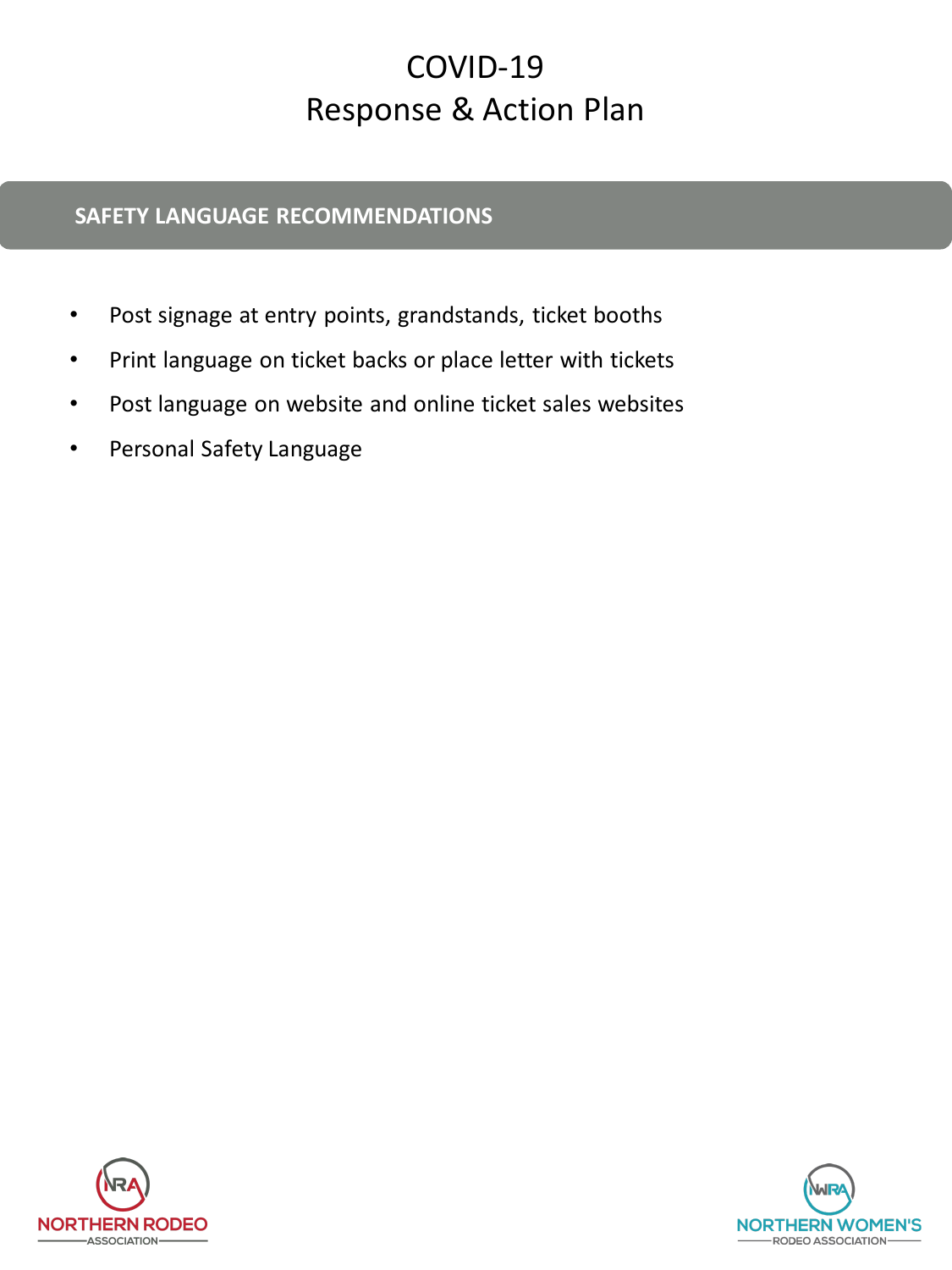# COVID-19
# Response & Action Plan

## SAFETY LANGUAGE RECOMMENDATIONS

- Post signage at entry points, grandstands, ticket booths
- Print language on ticket backs or place letter with tickets
- Post language on website and online ticket sales websites
- Personal Safety Language

NORTHERN RODEO ASSOCIATION

NORTHERN WOMEN'S RODEO ASSOCIATION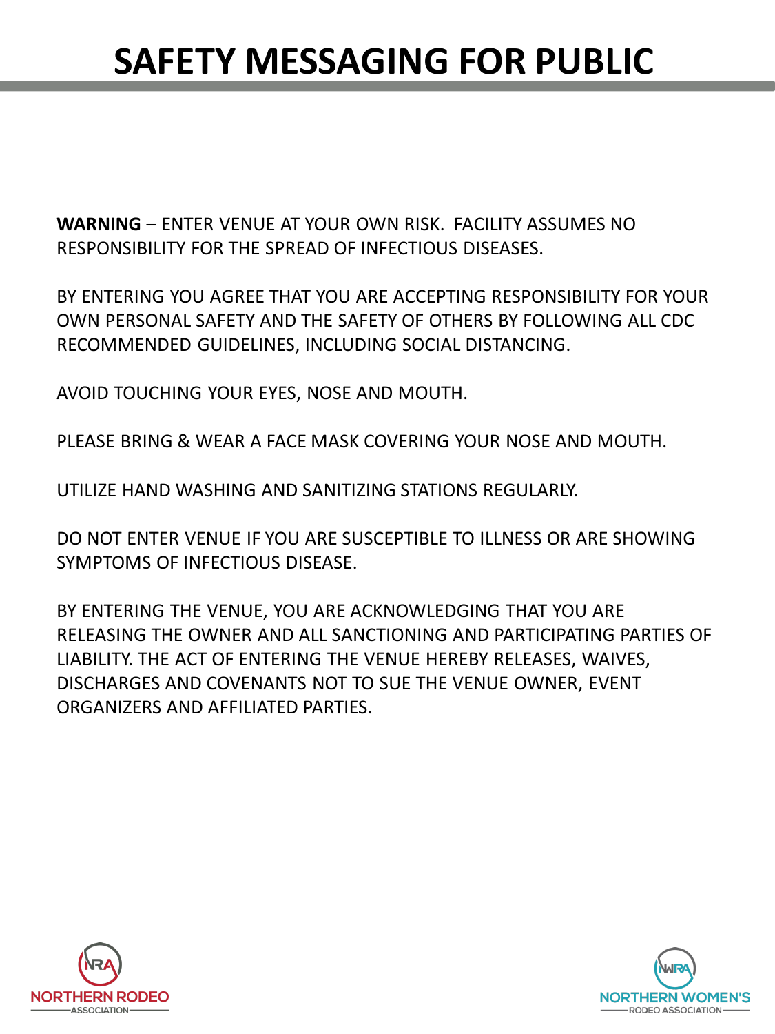# SAFETY MESSAGING FOR PUBLIC

**WARNING** – ENTER VENUE AT YOUR OWN RISK. FACILITY ASSUMES NO RESPONSIBILITY FOR THE SPREAD OF INFECTIOUS DISEASES.

BY ENTERING YOU AGREE THAT YOU ARE ACCEPTING RESPONSIBILITY FOR YOUR OWN PERSONAL SAFETY AND THE SAFETY OF OTHERS BY FOLLOWING ALL CDC RECOMMENDED GUIDELINES, INCLUDING SOCIAL DISTANCING.

AVOID TOUCHING YOUR EYES, NOSE AND MOUTH.

PLEASE BRING & WEAR A FACE MASK COVERING YOUR NOSE AND MOUTH.

UTILIZE HAND WASHING AND SANITIZING STATIONS REGULARLY.

DO NOT ENTER VENUE IF YOU ARE SUSCEPTIBLE TO ILLNESS OR ARE SHOWING SYMPTOMS OF INFECTIOUS DISEASE.

BY ENTERING THE VENUE, YOU ARE ACKNOWLEDGING THAT YOU ARE RELEASING THE OWNER AND ALL SANCTIONING AND PARTICIPATING PARTIES OF LIABILITY. THE ACT OF ENTERING THE VENUE HEREBY RELEASES, WAIVES, DISCHARGES AND COVENANTS NOT TO SUE THE VENUE OWNER, EVENT ORGANIZERS AND AFFILIATED PARTIES.

NORTHERN RODEO ASSOCIATION

NORTHERN WOMEN'S RODEO ASSOCIATION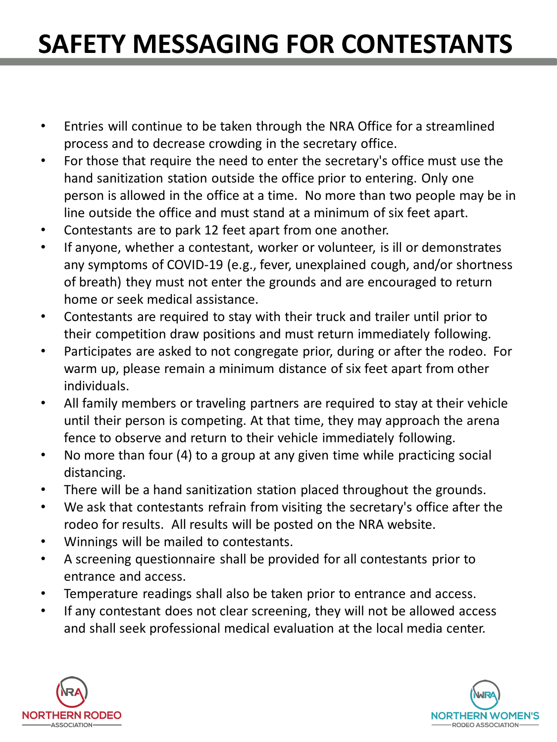# SAFETY MESSAGING FOR CONTESTANTS

- Entries will continue to be taken through the NRA Office for a streamlined process and to decrease crowding in the secretary office.
- For those that require the need to enter the secretary's office must use the hand sanitization station outside the office prior to entering. Only one person is allowed in the office at a time. No more than two people may be in line outside the office and must stand at a minimum of six feet apart.
- Contestants are to park 12 feet apart from one another.
- If anyone, whether a contestant, worker or volunteer, is ill or demonstrates any symptoms of COVID-19 (e.g., fever, unexplained cough, and/or shortness of breath) they must not enter the grounds and are encouraged to return home or seek medical assistance.
- Contestants are required to stay with their truck and trailer until prior to their competition draw positions and must return immediately following.
- Participates are asked to not congregate prior, during or after the rodeo. For warm up, please remain a minimum distance of six feet apart from other individuals.
- All family members or traveling partners are required to stay at their vehicle until their person is competing. At that time, they may approach the arena fence to observe and return to their vehicle immediately following.
- No more than four (4) to a group at any given time while practicing social distancing.
- There will be a hand sanitization station placed throughout the grounds.
- We ask that contestants refrain from visiting the secretary's office after the rodeo for results. All results will be posted on the NRA website.
- Winnings will be mailed to contestants.
- A screening questionnaire shall be provided for all contestants prior to entrance and access.
- Temperature readings shall also be taken prior to entrance and access.
- If any contestant does not clear screening, they will not be allowed access and shall seek professional medical evaluation at the local media center.

NRA NORTHERN RODEO ASSOCIATION

NWRA NORTHERN WOMEN'S RODEO ASSOCIATION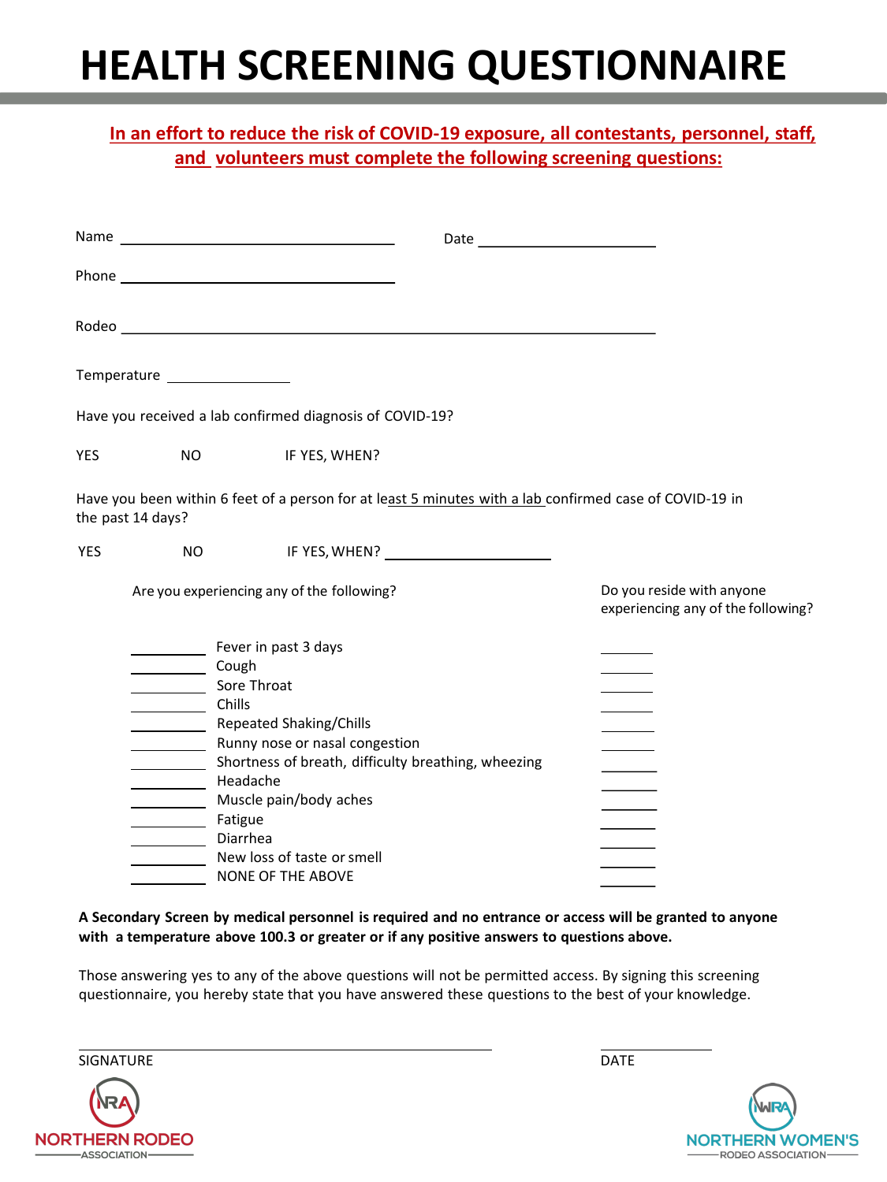# HEALTH SCREENING QUESTIONNAIRE

**In an effort to reduce the risk of COVID-19 exposure, all contestants, personnel, staff, and volunteers must complete the following screening questions:**

Name ________________________________ Date ____________________

Phone ________________________________

Rodeo ______________________________________________________________

Temperature ______________

Have you received a lab confirmed diagnosis of COVID-19?

YES NO IF YES, WHEN?

Have you been within 6 feet of a person for at least 5 minutes with a lab confirmed case of COVID-19 in the past 14 days?

YES NO IF YES, WHEN? ____________________

| Are you experiencing any of the following? | | Do you reside with anyone experiencing any of the following? |
|---|---|---|
| ________ | Fever in past 3 days | ______ |
| ________ | Cough | ______ |
| ________ | Sore Throat | ______ |
| ________ | Chills | ______ |
| ________ | Repeated Shaking/Chills | ______ |
| ________ | Runny nose or nasal congestion | ______ |
| ________ | Shortness of breath, difficulty breathing, wheezing | ______ |
| ________ | Headache | ______ |
| ________ | Muscle pain/body aches | ______ |
| ________ | Fatigue | ______ |
| ________ | Diarrhea | ______ |
| ________ | New loss of taste or smell | ______ |
| ________ | NONE OF THE ABOVE | ______ |

**A Secondary Screen by medical personnel is required and no entrance or access will be granted to anyone with a temperature above 100.3 or greater or if any positive answers to questions above.**

Those answering yes to any of the above questions will not be permitted access. By signing this screening questionnaire, you hereby state that you have answered these questions to the best of your knowledge.

______________________________________ ____________

SIGNATURE DATE

NORTHERN RODEO ASSOCIATION

NORTHERN WOMEN'S RODEO ASSOCIATION